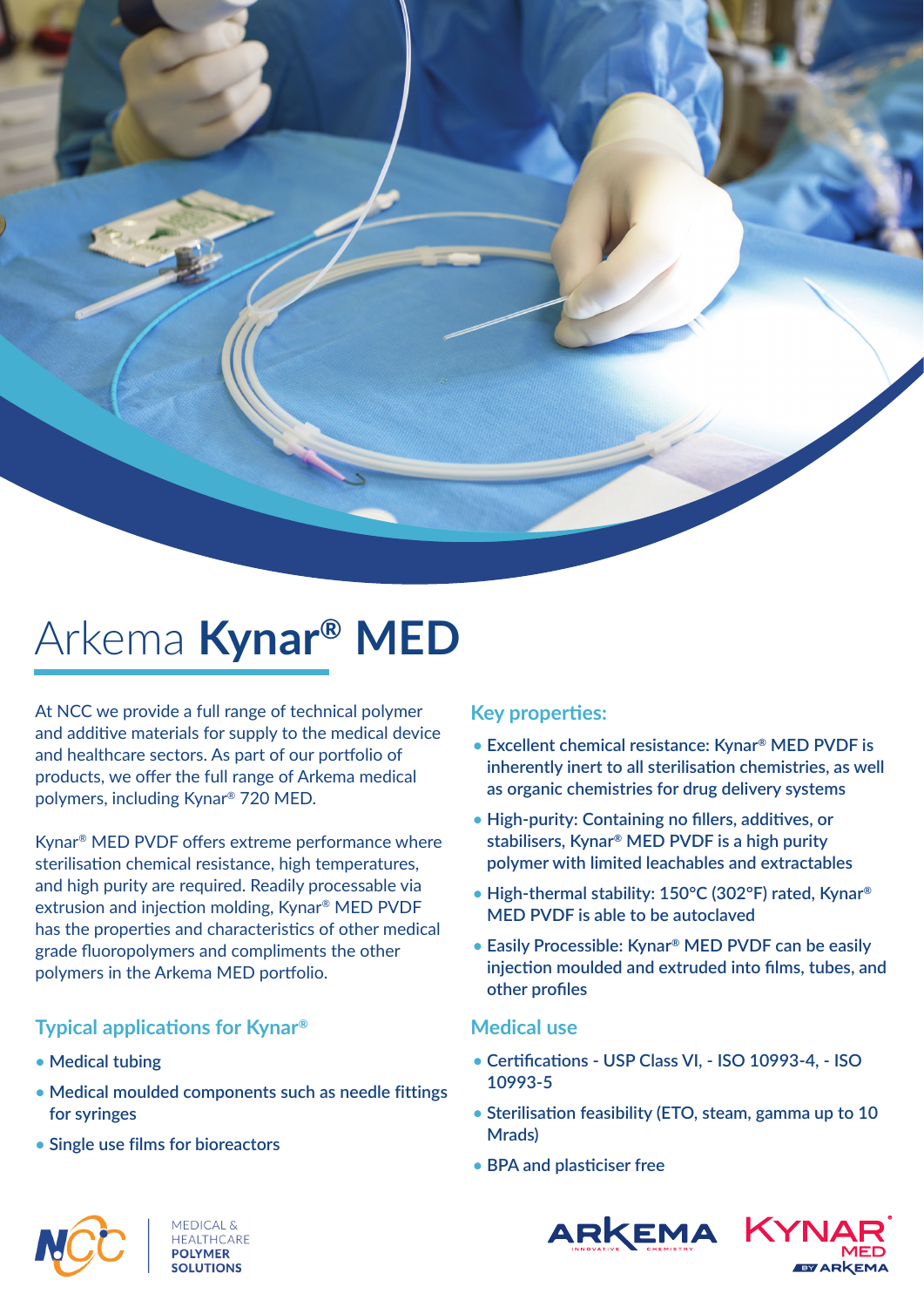# Arkema **Kynar® MED**

At NCC we provide a full range of technical polymer and additive materials for supply to the medical device and healthcare sectors. As part of our portfolio of products, we offer the full range of Arkema medical polymers, including Kynar® 720 MED.

Kynar® MED PVDF offers extreme performance where sterilisation chemical resistance, high temperatures, and high purity are required. Readily processable via extrusion and injection molding, Kynar® MED PVDF has the properties and characteristics of other medical grade fluoropolymers and compliments the other polymers in the Arkema MED portfolio.

## Typical applications for Kynar®

- **Medical tubing**
- **Medical moulded components such as needle fittings for syringes**
- **Single use films for bioreactors**

## Key properties:

- **Excellent chemical resistance: Kynar® MED PVDF is inherently inert to all sterilisation chemistries, as well as organic chemistries for drug delivery systems**
- **High-purity: Containing no fillers, additives, or stabilisers, Kynar® MED PVDF is a high purity polymer with limited leachables and extractables**
- **High-thermal stability: 150°C (302°F) rated, Kynar® MED PVDF is able to be autoclaved**
- **Easily Processible: Kynar® MED PVDF can be easily injection moulded and extruded into films, tubes, and other profiles**

## Medical use

- **Certifications - USP Class VI, - ISO 10993-4, - ISO 10993-5**
- **Sterilisation feasibility (ETO, steam, gamma up to 10 Mrads)**
- **BPA and plasticiser free**

MEDICAL & HEALTHCARE **POLYMER SOLUTIONS**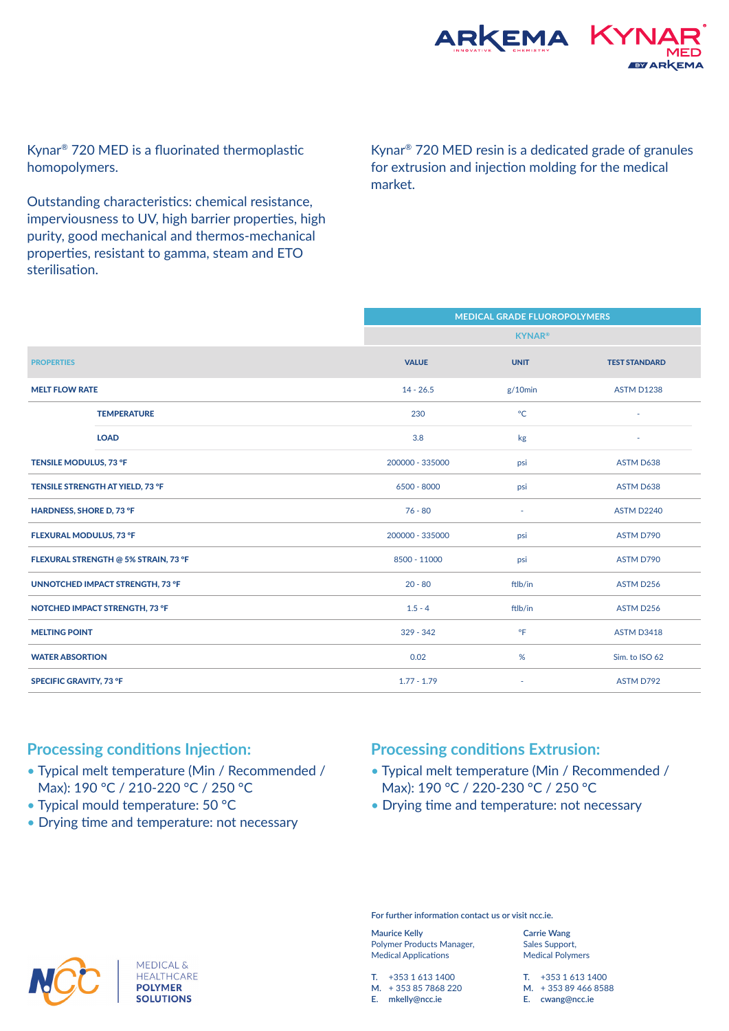Kynar® 720 MED is a fluorinated thermoplastic homopolymers.

Outstanding characteristics: chemical resistance, imperviousness to UV, high barrier properties, high purity, good mechanical and thermos-mechanical properties, resistant to gamma, steam and ETO sterilisation.

Kynar® 720 MED resin is a dedicated grade of granules for extrusion and injection molding for the medical market.

| | MEDICAL GRADE FLUOROPOLYMERS | | |
|---|---|---|---|
| | KYNAR® | | |
| **PROPERTIES** | **VALUE** | **UNIT** | **TEST STANDARD** |
| **MELT FLOW RATE** | 14 - 26.5 | g/10min | ASTM D1238 |
| **TEMPERATURE** | 230 | °C | - |
| **LOAD** | 3.8 | kg | - |
| **TENSILE MODULUS, 73 °F** | 200000 - 335000 | psi | ASTM D638 |
| **TENSILE STRENGTH AT YIELD, 73 °F** | 6500 - 8000 | psi | ASTM D638 |
| **HARDNESS, SHORE D, 73 °F** | 76 - 80 | - | ASTM D2240 |
| **FLEXURAL MODULUS, 73 °F** | 200000 - 335000 | psi | ASTM D790 |
| **FLEXURAL STRENGTH @ 5% STRAIN, 73 °F** | 8500 - 11000 | psi | ASTM D790 |
| **UNNOTCHED IMPACT STRENGTH, 73 °F** | 20 - 80 | ftlb/in | ASTM D256 |
| **NOTCHED IMPACT STRENGTH, 73 °F** | 1.5 - 4 | ftlb/in | ASTM D256 |
| **MELTING POINT** | 329 - 342 | °F | ASTM D3418 |
| **WATER ABSORPTION** | 0.02 | % | Sim. to ISO 62 |
| **SPECIFIC GRAVITY, 73 °F** | 1.77 - 1.79 | - | ASTM D792 |

## Processing conditions Injection:

- Typical melt temperature (Min / Recommended / Max): 190 °C / 210-220 °C / 250 °C
- Typical mould temperature: 50 °C
- Drying time and temperature: not necessary

## Processing conditions Extrusion:

- Typical melt temperature (Min / Recommended / Max): 190 °C / 220-230 °C / 250 °C
- Drying time and temperature: not necessary

MEDICAL & HEALTHCARE **POLYMER SOLUTIONS**

For further information contact us or visit ncc.ie.

Maurice Kelly
Polymer Products Manager,
Medical Applications

T. +353 1 613 1400
M. + 353 85 7868 220
E. mkelly@ncc.ie

Carrie Wang
Sales Support,
Medical Polymers

T. +353 1 613 1400
M. + 353 89 466 8588
E. cwang@ncc.ie